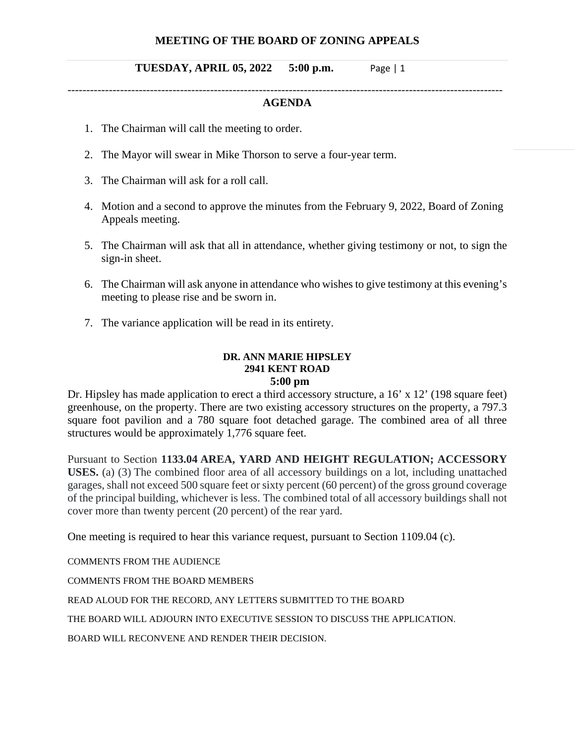# MEETING OF THE BOARD OF ZONING APPEALS

**TUESDAY, APRIL 05, 2022 5:00 p.m.**

## AGENDA

1. The Chairman will call the meeting to order.
2. The Mayor will swear in Mike Thorson to serve a four-year term.
3. The Chairman will ask for a roll call.
4. Motion and a second to approve the minutes from the February 9, 2022, Board of Zoning Appeals meeting.
5. The Chairman will ask that all in attendance, whether giving testimony or not, to sign the sign-in sheet.
6. The Chairman will ask anyone in attendance who wishes to give testimony at this evening's meeting to please rise and be sworn in.
7. The variance application will be read in its entirety.

**DR. ANN MARIE HIPSLEY**
**2941 KENT ROAD**
**5:00 pm**

Dr. Hipsley has made application to erect a third accessory structure, a 16' x 12' (198 square feet) greenhouse, on the property. There are two existing accessory structures on the property, a 797.3 square foot pavilion and a 780 square foot detached garage. The combined area of all three structures would be approximately 1,776 square feet.

Pursuant to Section **1133.04 AREA, YARD AND HEIGHT REGULATION; ACCESSORY USES.** (a) (3) The combined floor area of all accessory buildings on a lot, including unattached garages, shall not exceed 500 square feet or sixty percent (60 percent) of the gross ground coverage of the principal building, whichever is less. The combined total of all accessory buildings shall not cover more than twenty percent (20 percent) of the rear yard.

One meeting is required to hear this variance request, pursuant to Section 1109.04 (c).

COMMENTS FROM THE AUDIENCE

COMMENTS FROM THE BOARD MEMBERS

READ ALOUD FOR THE RECORD, ANY LETTERS SUBMITTED TO THE BOARD

THE BOARD WILL ADJOURN INTO EXECUTIVE SESSION TO DISCUSS THE APPLICATION.

BOARD WILL RECONVENE AND RENDER THEIR DECISION.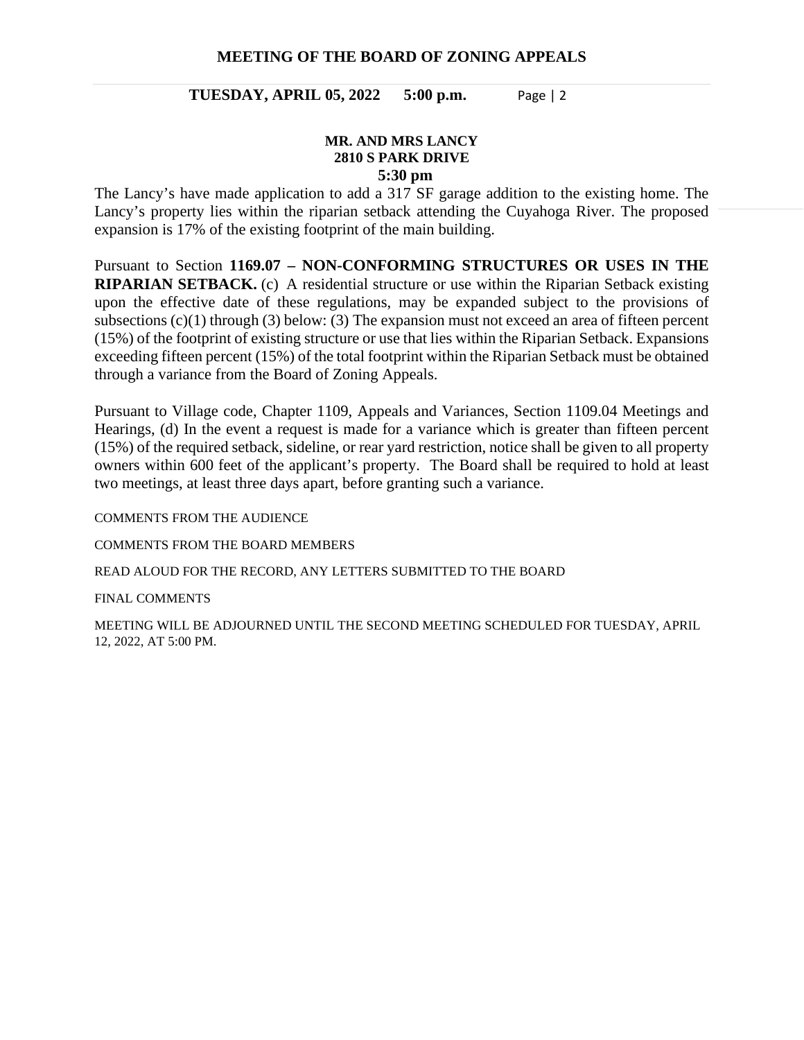**MR. AND MRS LANCY**
**2810 S PARK DRIVE**
**5:30 pm**

The Lancy's have made application to add a 317 SF garage addition to the existing home. The Lancy's property lies within the riparian setback attending the Cuyahoga River. The proposed expansion is 17% of the existing footprint of the main building.

Pursuant to Section **1169.07 – NON-CONFORMING STRUCTURES OR USES IN THE RIPARIAN SETBACK.** (c) A residential structure or use within the Riparian Setback existing upon the effective date of these regulations, may be expanded subject to the provisions of subsections (c)(1) through (3) below: (3) The expansion must not exceed an area of fifteen percent (15%) of the footprint of existing structure or use that lies within the Riparian Setback. Expansions exceeding fifteen percent (15%) of the total footprint within the Riparian Setback must be obtained through a variance from the Board of Zoning Appeals.

Pursuant to Village code, Chapter 1109, Appeals and Variances, Section 1109.04 Meetings and Hearings, (d) In the event a request is made for a variance which is greater than fifteen percent (15%) of the required setback, sideline, or rear yard restriction, notice shall be given to all property owners within 600 feet of the applicant's property. The Board shall be required to hold at least two meetings, at least three days apart, before granting such a variance.

COMMENTS FROM THE AUDIENCE

COMMENTS FROM THE BOARD MEMBERS

READ ALOUD FOR THE RECORD, ANY LETTERS SUBMITTED TO THE BOARD

FINAL COMMENTS

MEETING WILL BE ADJOURNED UNTIL THE SECOND MEETING SCHEDULED FOR TUESDAY, APRIL 12, 2022, AT 5:00 PM.